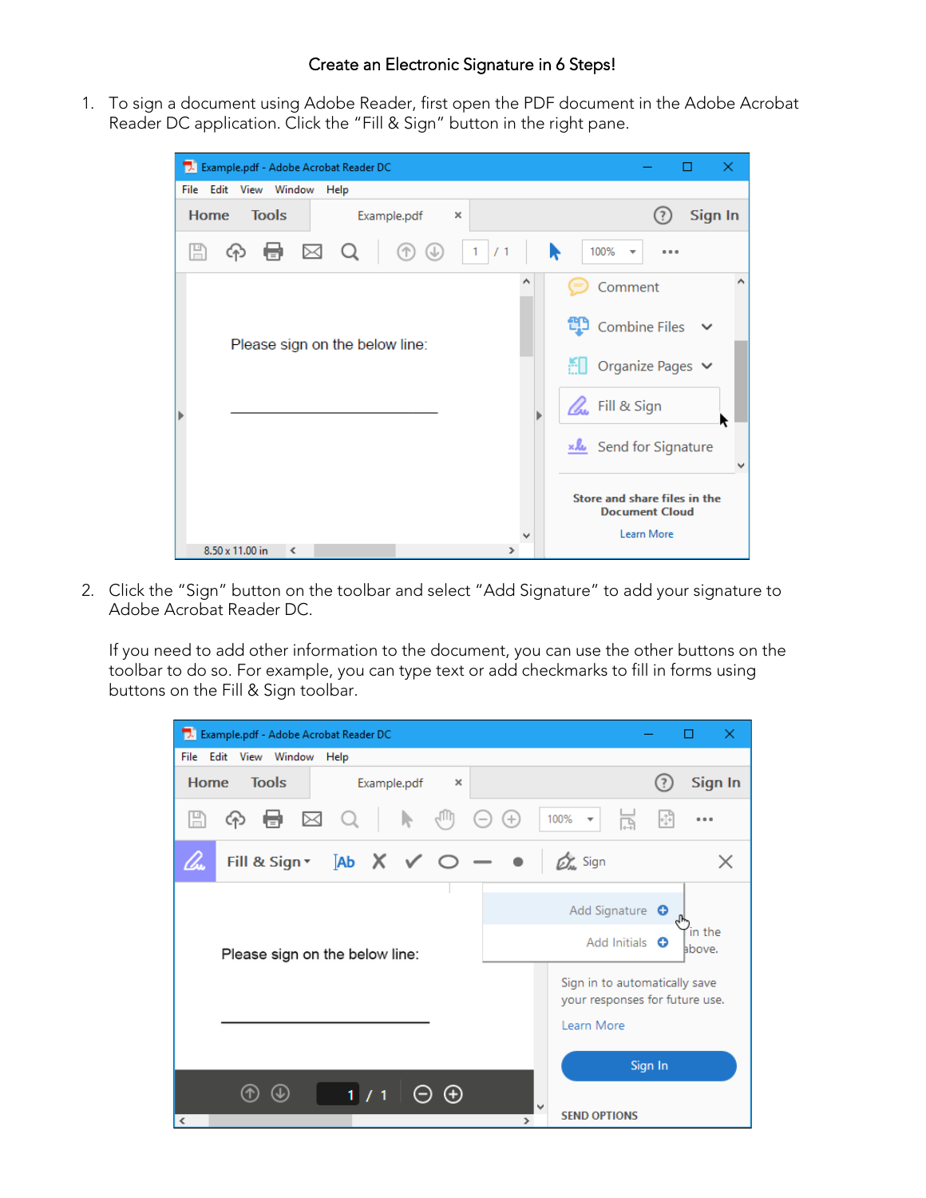# Create an Electronic Signature in 6 Steps!

1. To sign a document using Adobe Reader, first open the PDF document in the Adobe Acrobat Reader DC application. Click the "Fill & Sign" button in the right pane.

2. Click the "Sign" button on the toolbar and select "Add Signature" to add your signature to Adobe Acrobat Reader DC.

   If you need to add other information to the document, you can use the other buttons on the toolbar to do so. For example, you can type text or add checkmarks to fill in forms using buttons on the Fill & Sign toolbar.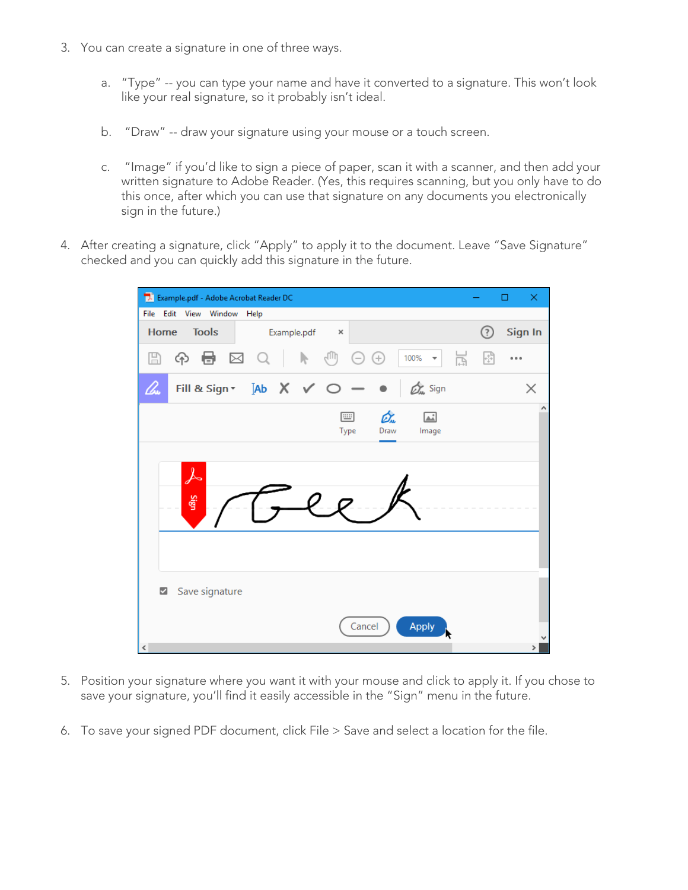3. You can create a signature in one of three ways.

    a. "Type" -- you can type your name and have it converted to a signature. This won't look like your real signature, so it probably isn't ideal.

    b. "Draw" -- draw your signature using your mouse or a touch screen.

    c. "Image" if you'd like to sign a piece of paper, scan it with a scanner, and then add your written signature to Adobe Reader. (Yes, this requires scanning, but you only have to do this once, after which you can use that signature on any documents you electronically sign in the future.)

4. After creating a signature, click "Apply" to apply it to the document. Leave "Save Signature" checked and you can quickly add this signature in the future.

5. Position your signature where you want it with your mouse and click to apply it. If you chose to save your signature, you'll find it easily accessible in the "Sign" menu in the future.

6. To save your signed PDF document, click File > Save and select a location for the file.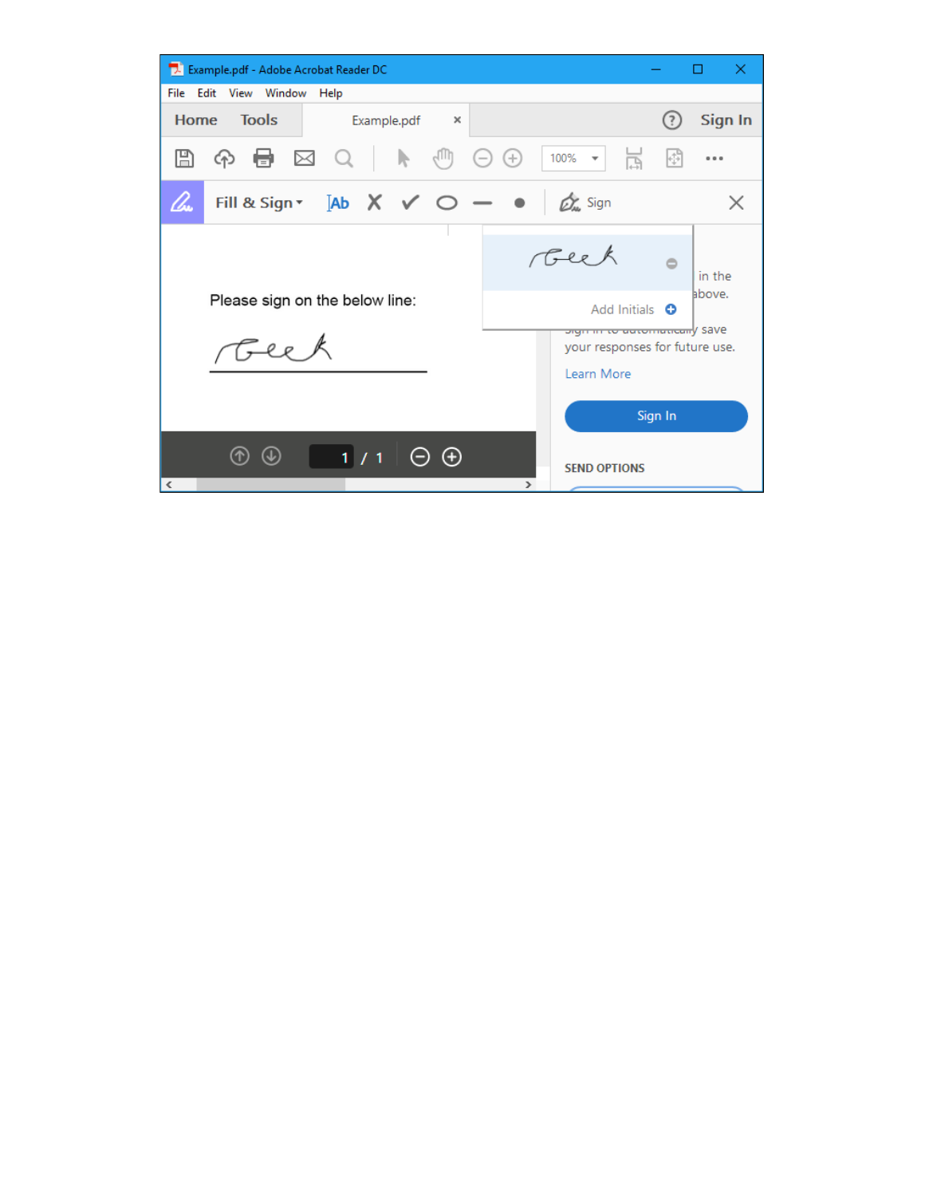Example.pdf - Adobe Acrobat Reader DC

File Edit View Window Help

Home Tools Example.pdf Sign In

100%

Fill & Sign Sign

Please sign on the below line:

Add Initials

in the above.

Sign in to automatically save your responses for future use.

Learn More

Sign In

SEND OPTIONS

1 / 1